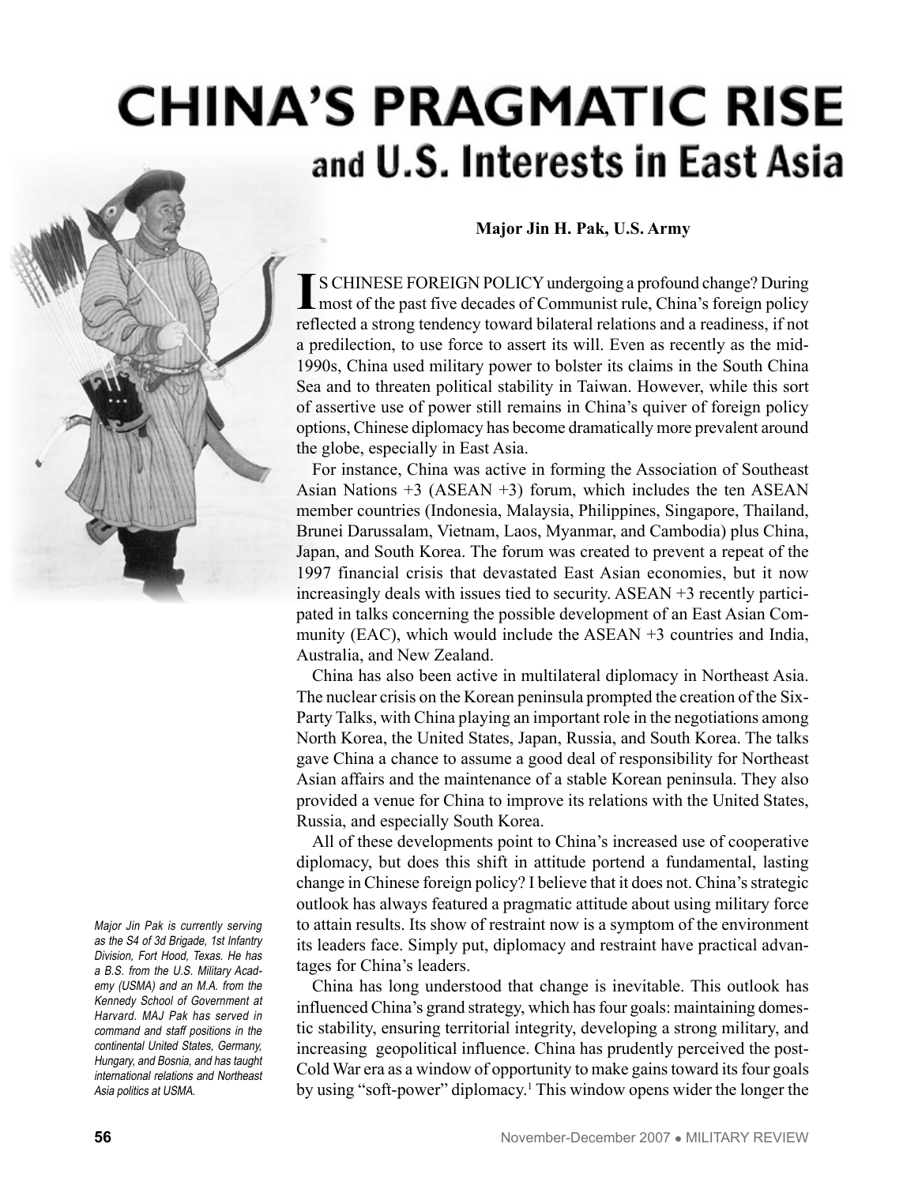# CHINA'S PRAGMATIC RISE and U.S. Interests in East Asia

**Major Jin H. Pak, U.S. Army**

*Major Jin Pak is currently serving as the S4 of 3d Brigade, 1st Infantry Division, Fort Hood, Texas. He has a B.S. from the U.S. Military Academy (USMA) and an M.A. from the Kennedy School of Government at Harvard. MAJ Pak has served in command and staff positions in the continental United States, Germany, Hungary, and Bosnia, and has taught international relations and Northeast Asia politics at USMA.*

IS CHINESE FOREIGN POLICY undergoing a profound change? During most of the past five decades of Communist rule, China's foreign policy reflected a strong tendency toward bilateral relations and a readiness, if not a predilection, to use force to assert its will. Even as recently as the mid-1990s, China used military power to bolster its claims in the South China Sea and to threaten political stability in Taiwan. However, while this sort of assertive use of power still remains in China's quiver of foreign policy options, Chinese diplomacy has become dramatically more prevalent around the globe, especially in East Asia.

For instance, China was active in forming the Association of Southeast Asian Nations +3 (ASEAN +3) forum, which includes the ten ASEAN member countries (Indonesia, Malaysia, Philippines, Singapore, Thailand, Brunei Darussalam, Vietnam, Laos, Myanmar, and Cambodia) plus China, Japan, and South Korea. The forum was created to prevent a repeat of the 1997 financial crisis that devastated East Asian economies, but it now increasingly deals with issues tied to security. ASEAN +3 recently participated in talks concerning the possible development of an East Asian Community (EAC), which would include the ASEAN +3 countries and India, Australia, and New Zealand.

China has also been active in multilateral diplomacy in Northeast Asia. The nuclear crisis on the Korean peninsula prompted the creation of the Six-Party Talks, with China playing an important role in the negotiations among North Korea, the United States, Japan, Russia, and South Korea. The talks gave China a chance to assume a good deal of responsibility for Northeast Asian affairs and the maintenance of a stable Korean peninsula. They also provided a venue for China to improve its relations with the United States, Russia, and especially South Korea.

All of these developments point to China's increased use of cooperative diplomacy, but does this shift in attitude portend a fundamental, lasting change in Chinese foreign policy? I believe that it does not. China's strategic outlook has always featured a pragmatic attitude about using military force to attain results. Its show of restraint now is a symptom of the environment its leaders face. Simply put, diplomacy and restraint have practical advantages for China's leaders.

China has long understood that change is inevitable. This outlook has influenced China's grand strategy, which has four goals: maintaining domestic stability, ensuring territorial integrity, developing a strong military, and increasing geopolitical influence. China has prudently perceived the post-Cold War era as a window of opportunity to make gains toward its four goals by using "soft-power" diplomacy.[1] This window opens wider the longer the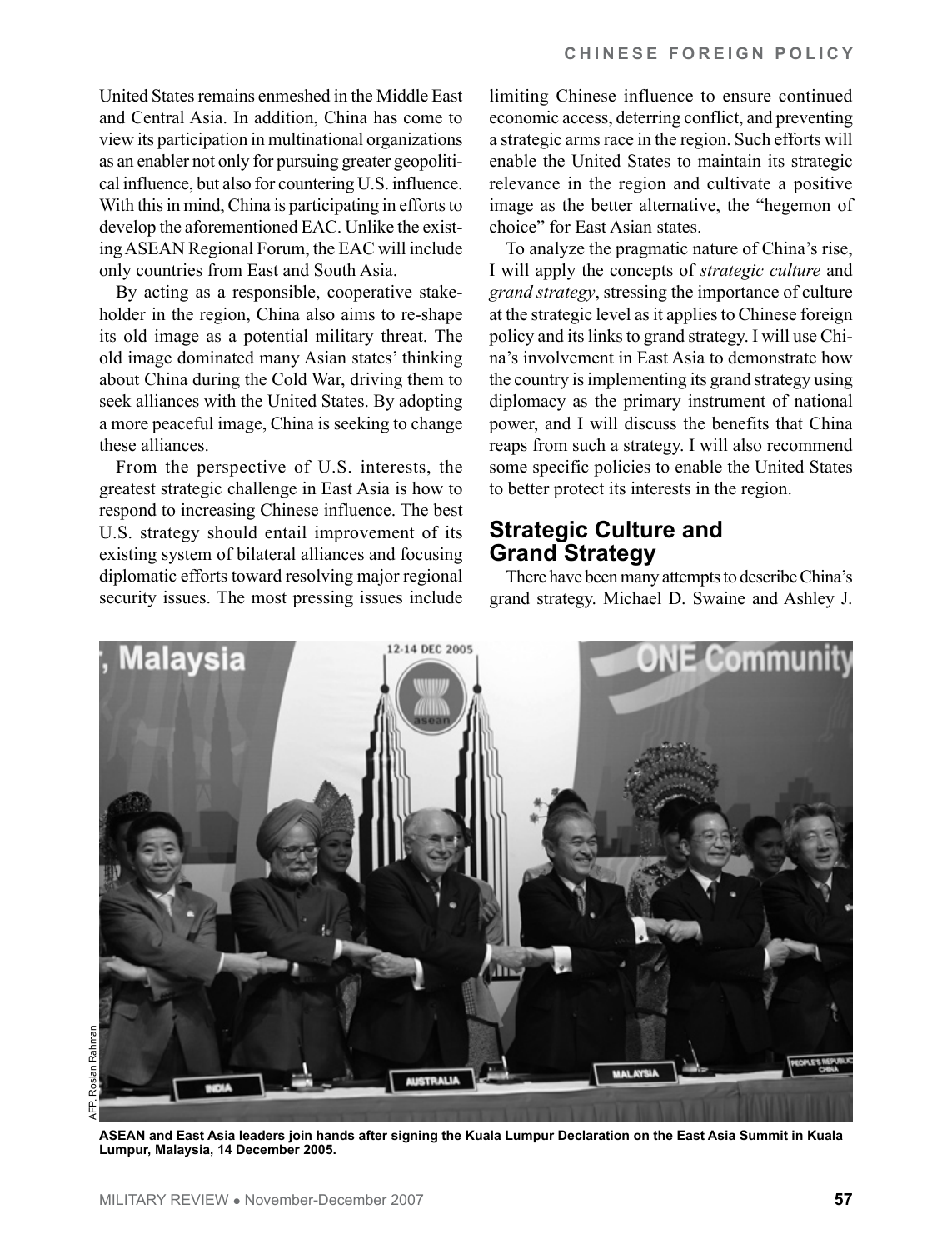United States remains enmeshed in the Middle East and Central Asia. In addition, China has come to view its participation in multinational organizations as an enabler not only for pursuing greater geopolitical influence, but also for countering U.S. influence. With this in mind, China is participating in efforts to develop the aforementioned EAC. Unlike the existing ASEAN Regional Forum, the EAC will include only countries from East and South Asia.

By acting as a responsible, cooperative stakeholder in the region, China also aims to re-shape its old image as a potential military threat. The old image dominated many Asian states' thinking about China during the Cold War, driving them to seek alliances with the United States. By adopting a more peaceful image, China is seeking to change these alliances.

From the perspective of U.S. interests, the greatest strategic challenge in East Asia is how to respond to increasing Chinese influence. The best U.S. strategy should entail improvement of its existing system of bilateral alliances and focusing diplomatic efforts toward resolving major regional security issues. The most pressing issues include limiting Chinese influence to ensure continued economic access, deterring conflict, and preventing a strategic arms race in the region. Such efforts will enable the United States to maintain its strategic relevance in the region and cultivate a positive image as the better alternative, the "hegemon of choice" for East Asian states.

To analyze the pragmatic nature of China's rise, I will apply the concepts of *strategic culture* and *grand strategy*, stressing the importance of culture at the strategic level as it applies to Chinese foreign policy and its links to grand strategy. I will use China's involvement in East Asia to demonstrate how the country is implementing its grand strategy using diplomacy as the primary instrument of national power, and I will discuss the benefits that China reaps from such a strategy. I will also recommend some specific policies to enable the United States to better protect its interests in the region.

## Strategic Culture and Grand Strategy

There have been many attempts to describe China's grand strategy. Michael D. Swaine and Ashley J.

AFP, Roslan Rahman

**ASEAN and East Asia leaders join hands after signing the Kuala Lumpur Declaration on the East Asia Summit in Kuala Lumpur, Malaysia, 14 December 2005.**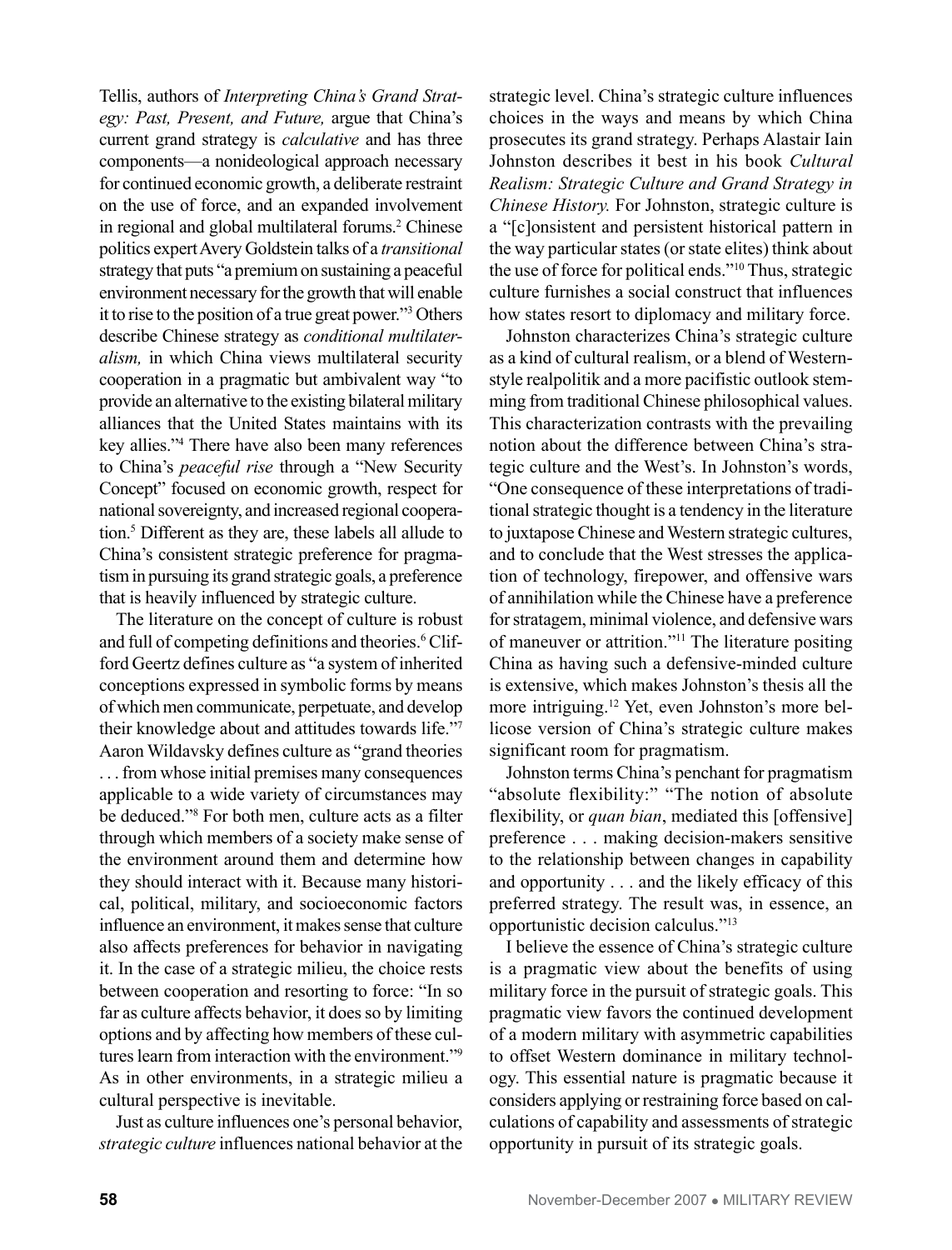Tellis, authors of *Interpreting China's Grand Strategy: Past, Present, and Future,* argue that China's current grand strategy is *calculative* and has three components—a nonideological approach necessary for continued economic growth, a deliberate restraint on the use of force, and an expanded involvement in regional and global multilateral forums.[2] Chinese politics expert Avery Goldstein talks of a *transitional* strategy that puts "a premium on sustaining a peaceful environment necessary for the growth that will enable it to rise to the position of a true great power."[3] Others describe Chinese strategy as *conditional multilateralism,* in which China views multilateral security cooperation in a pragmatic but ambivalent way "to provide an alternative to the existing bilateral military alliances that the United States maintains with its key allies."[4] There have also been many references to China's *peaceful rise* through a "New Security Concept" focused on economic growth, respect for national sovereignty, and increased regional cooperation.[5] Different as they are, these labels all allude to China's consistent strategic preference for pragmatism in pursuing its grand strategic goals, a preference that is heavily influenced by strategic culture.

The literature on the concept of culture is robust and full of competing definitions and theories.[6] Clifford Geertz defines culture as "a system of inherited conceptions expressed in symbolic forms by means of which men communicate, perpetuate, and develop their knowledge about and attitudes towards life."[7] Aaron Wildavsky defines culture as "grand theories . . . from whose initial premises many consequences applicable to a wide variety of circumstances may be deduced."[8] For both men, culture acts as a filter through which members of a society make sense of the environment around them and determine how they should interact with it. Because many historical, political, military, and socioeconomic factors influence an environment, it makes sense that culture also affects preferences for behavior in navigating it. In the case of a strategic milieu, the choice rests between cooperation and resorting to force: "In so far as culture affects behavior, it does so by limiting options and by affecting how members of these cultures learn from interaction with the environment."[9] As in other environments, in a strategic milieu a cultural perspective is inevitable.

Just as culture influences one's personal behavior, *strategic culture* influences national behavior at the strategic level. China's strategic culture influences choices in the ways and means by which China prosecutes its grand strategy. Perhaps Alastair Iain Johnston describes it best in his book *Cultural Realism: Strategic Culture and Grand Strategy in Chinese History.* For Johnston, strategic culture is a "[c]onsistent and persistent historical pattern in the way particular states (or state elites) think about the use of force for political ends."[10] Thus, strategic culture furnishes a social construct that influences how states resort to diplomacy and military force.

Johnston characterizes China's strategic culture as a kind of cultural realism, or a blend of Western-style realpolitik and a more pacifistic outlook stemming from traditional Chinese philosophical values. This characterization contrasts with the prevailing notion about the difference between China's strategic culture and the West's. In Johnston's words, "One consequence of these interpretations of traditional strategic thought is a tendency in the literature to juxtapose Chinese and Western strategic cultures, and to conclude that the West stresses the application of technology, firepower, and offensive wars of annihilation while the Chinese have a preference for stratagem, minimal violence, and defensive wars of maneuver or attrition."[11] The literature positing China as having such a defensive-minded culture is extensive, which makes Johnston's thesis all the more intriguing.[12] Yet, even Johnston's more bellicose version of China's strategic culture makes significant room for pragmatism.

Johnston terms China's penchant for pragmatism "absolute flexibility:" "The notion of absolute flexibility, or *quan bian*, mediated this [offensive] preference . . . making decision-makers sensitive to the relationship between changes in capability and opportunity . . . and the likely efficacy of this preferred strategy. The result was, in essence, an opportunistic decision calculus."[13]

I believe the essence of China's strategic culture is a pragmatic view about the benefits of using military force in the pursuit of strategic goals. This pragmatic view favors the continued development of a modern military with asymmetric capabilities to offset Western dominance in military technology. This essential nature is pragmatic because it considers applying or restraining force based on calculations of capability and assessments of strategic opportunity in pursuit of its strategic goals.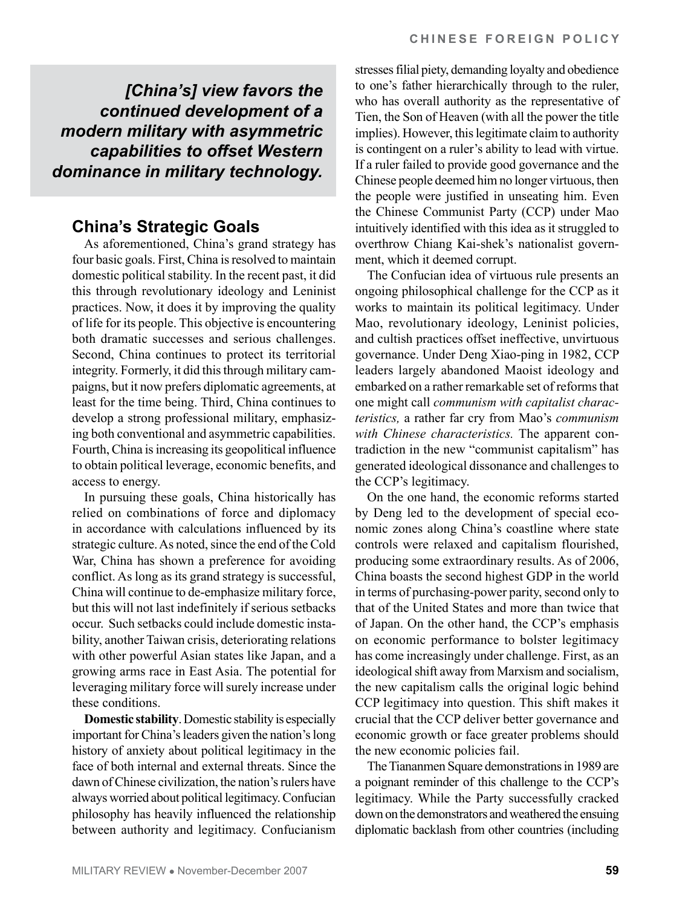***[China's] view favors the continued development of a modern military with asymmetric capabilities to offset Western dominance in military technology.***

## China's Strategic Goals

As aforementioned, China's grand strategy has four basic goals. First, China is resolved to maintain domestic political stability. In the recent past, it did this through revolutionary ideology and Leninist practices. Now, it does it by improving the quality of life for its people. This objective is encountering both dramatic successes and serious challenges. Second, China continues to protect its territorial integrity. Formerly, it did this through military campaigns, but it now prefers diplomatic agreements, at least for the time being. Third, China continues to develop a strong professional military, emphasizing both conventional and asymmetric capabilities. Fourth, China is increasing its geopolitical influence to obtain political leverage, economic benefits, and access to energy.

In pursuing these goals, China historically has relied on combinations of force and diplomacy in accordance with calculations influenced by its strategic culture. As noted, since the end of the Cold War, China has shown a preference for avoiding conflict. As long as its grand strategy is successful, China will continue to de-emphasize military force, but this will not last indefinitely if serious setbacks occur. Such setbacks could include domestic instability, another Taiwan crisis, deteriorating relations with other powerful Asian states like Japan, and a growing arms race in East Asia. The potential for leveraging military force will surely increase under these conditions.

**Domestic stability**. Domestic stability is especially important for China's leaders given the nation's long history of anxiety about political legitimacy in the face of both internal and external threats. Since the dawn of Chinese civilization, the nation's rulers have always worried about political legitimacy. Confucian philosophy has heavily influenced the relationship between authority and legitimacy. Confucianism stresses filial piety, demanding loyalty and obedience to one's father hierarchically through to the ruler, who has overall authority as the representative of Tien, the Son of Heaven (with all the power the title implies). However, this legitimate claim to authority is contingent on a ruler's ability to lead with virtue. If a ruler failed to provide good governance and the Chinese people deemed him no longer virtuous, then the people were justified in unseating him. Even the Chinese Communist Party (CCP) under Mao intuitively identified with this idea as it struggled to overthrow Chiang Kai-shek's nationalist government, which it deemed corrupt.

The Confucian idea of virtuous rule presents an ongoing philosophical challenge for the CCP as it works to maintain its political legitimacy. Under Mao, revolutionary ideology, Leninist policies, and cultish practices offset ineffective, unvirtuous governance. Under Deng Xiao-ping in 1982, CCP leaders largely abandoned Maoist ideology and embarked on a rather remarkable set of reforms that one might call *communism with capitalist characteristics,* a rather far cry from Mao's *communism with Chinese characteristics.* The apparent contradiction in the new "communist capitalism" has generated ideological dissonance and challenges to the CCP's legitimacy.

On the one hand, the economic reforms started by Deng led to the development of special economic zones along China's coastline where state controls were relaxed and capitalism flourished, producing some extraordinary results. As of 2006, China boasts the second highest GDP in the world in terms of purchasing-power parity, second only to that of the United States and more than twice that of Japan. On the other hand, the CCP's emphasis on economic performance to bolster legitimacy has come increasingly under challenge. First, as an ideological shift away from Marxism and socialism, the new capitalism calls the original logic behind CCP legitimacy into question. This shift makes it crucial that the CCP deliver better governance and economic growth or face greater problems should the new economic policies fail.

The Tiananmen Square demonstrations in 1989 are a poignant reminder of this challenge to the CCP's legitimacy. While the Party successfully cracked down on the demonstrators and weathered the ensuing diplomatic backlash from other countries (including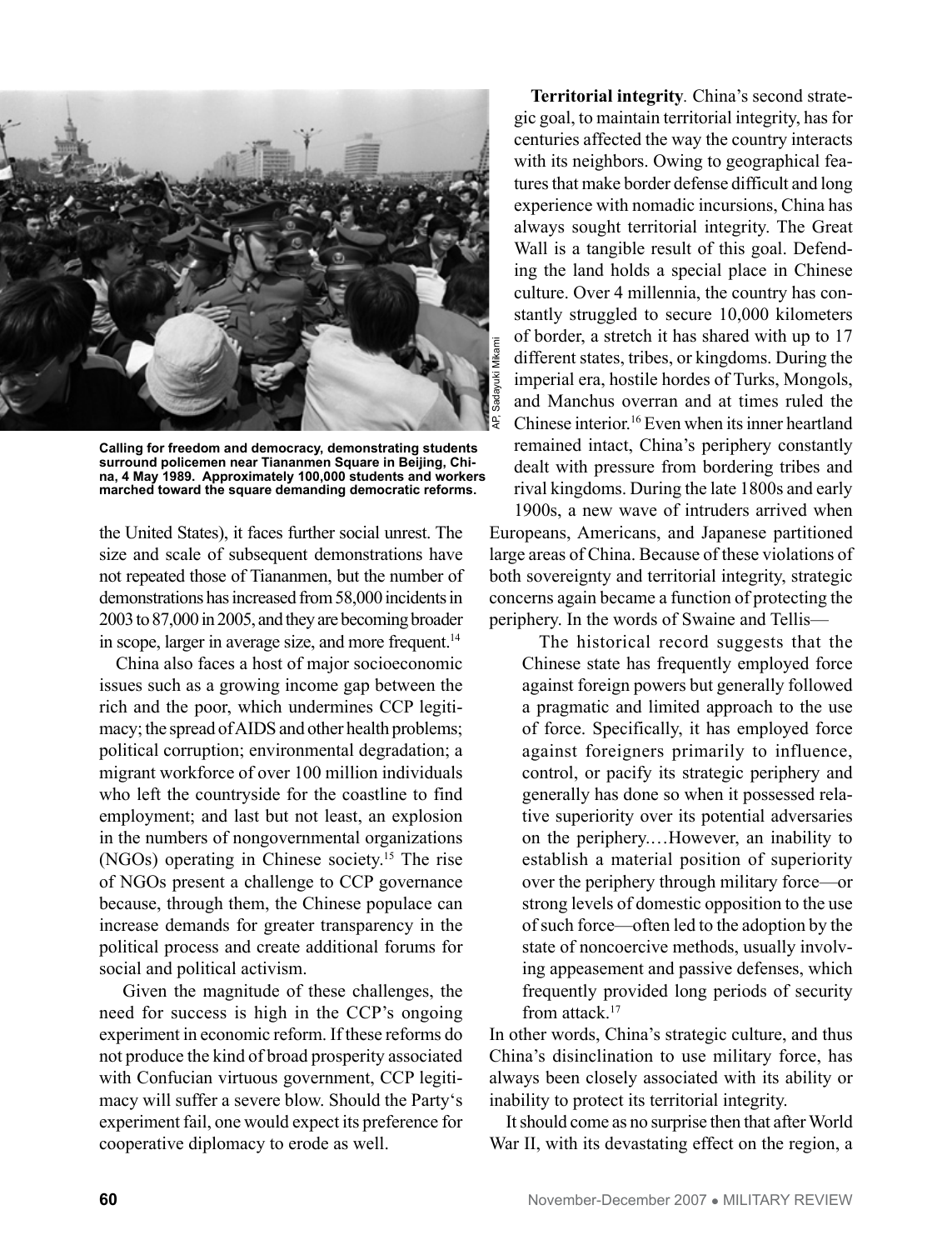Calling for freedom and democracy, demonstrating students surround policemen near Tiananmen Square in Beijing, China, 4 May 1989. Approximately 100,000 students and workers marched toward the square demanding democratic reforms.

AP, Sadayuki Mikami

the United States), it faces further social unrest. The size and scale of subsequent demonstrations have not repeated those of Tiananmen, but the number of demonstrations has increased from 58,000 incidents in 2003 to 87,000 in 2005, and they are becoming broader in scope, larger in average size, and more frequent.[14]

China also faces a host of major socioeconomic issues such as a growing income gap between the rich and the poor, which undermines CCP legitimacy; the spread of AIDS and other health problems; political corruption; environmental degradation; a migrant workforce of over 100 million individuals who left the countryside for the coastline to find employment; and last but not least, an explosion in the numbers of nongovernmental organizations (NGOs) operating in Chinese society.[15] The rise of NGOs present a challenge to CCP governance because, through them, the Chinese populace can increase demands for greater transparency in the political process and create additional forums for social and political activism.

Given the magnitude of these challenges, the need for success is high in the CCP's ongoing experiment in economic reform. If these reforms do not produce the kind of broad prosperity associated with Confucian virtuous government, CCP legitimacy will suffer a severe blow. Should the Party's experiment fail, one would expect its preference for cooperative diplomacy to erode as well.

**Territorial integrity**. China's second strategic goal, to maintain territorial integrity, has for centuries affected the way the country interacts with its neighbors. Owing to geographical features that make border defense difficult and long experience with nomadic incursions, China has always sought territorial integrity. The Great Wall is a tangible result of this goal. Defending the land holds a special place in Chinese culture. Over 4 millennia, the country has constantly struggled to secure 10,000 kilometers of border, a stretch it has shared with up to 17 different states, tribes, or kingdoms. During the imperial era, hostile hordes of Turks, Mongols, and Manchus overran and at times ruled the Chinese interior.[16] Even when its inner heartland remained intact, China's periphery constantly dealt with pressure from bordering tribes and rival kingdoms. During the late 1800s and early 1900s, a new wave of intruders arrived when Europeans, Americans, and Japanese partitioned large areas of China. Because of these violations of both sovereignty and territorial integrity, strategic concerns again became a function of protecting the periphery. In the words of Swaine and Tellis—

> The historical record suggests that the Chinese state has frequently employed force against foreign powers but generally followed a pragmatic and limited approach to the use of force. Specifically, it has employed force against foreigners primarily to influence, control, or pacify its strategic periphery and generally has done so when it possessed relative superiority over its potential adversaries on the periphery.…However, an inability to establish a material position of superiority over the periphery through military force—or strong levels of domestic opposition to the use of such force—often led to the adoption by the state of noncoercive methods, usually involving appeasement and passive defenses, which frequently provided long periods of security from attack.[17]

In other words, China's strategic culture, and thus China's disinclination to use military force, has always been closely associated with its ability or inability to protect its territorial integrity.

It should come as no surprise then that after World War II, with its devastating effect on the region, a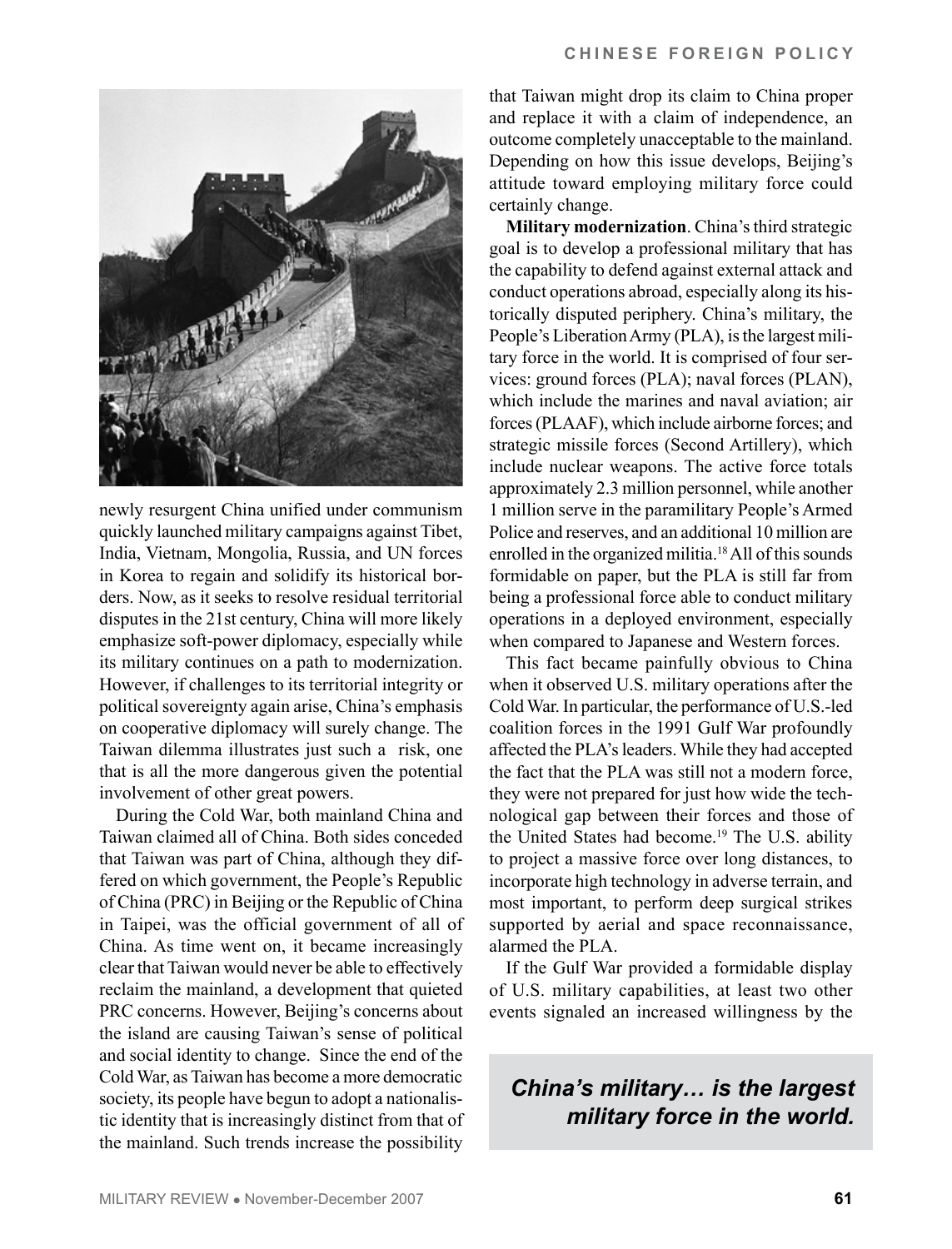newly resurgent China unified under communism quickly launched military campaigns against Tibet, India, Vietnam, Mongolia, Russia, and UN forces in Korea to regain and solidify its historical borders. Now, as it seeks to resolve residual territorial disputes in the 21st century, China will more likely emphasize soft-power diplomacy, especially while its military continues on a path to modernization. However, if challenges to its territorial integrity or political sovereignty again arise, China's emphasis on cooperative diplomacy will surely change. The Taiwan dilemma illustrates just such a risk, one that is all the more dangerous given the potential involvement of other great powers.

During the Cold War, both mainland China and Taiwan claimed all of China. Both sides conceded that Taiwan was part of China, although they differed on which government, the People's Republic of China (PRC) in Beijing or the Republic of China in Taipei, was the official government of all of China. As time went on, it became increasingly clear that Taiwan would never be able to effectively reclaim the mainland, a development that quieted PRC concerns. However, Beijing's concerns about the island are causing Taiwan's sense of political and social identity to change. Since the end of the Cold War, as Taiwan has become a more democratic society, its people have begun to adopt a nationalistic identity that is increasingly distinct from that of the mainland. Such trends increase the possibility that Taiwan might drop its claim to China proper and replace it with a claim of independence, an outcome completely unacceptable to the mainland. Depending on how this issue develops, Beijing's attitude toward employing military force could certainly change.

**Military modernization**. China's third strategic goal is to develop a professional military that has the capability to defend against external attack and conduct operations abroad, especially along its historically disputed periphery. China's military, the People's Liberation Army (PLA), is the largest military force in the world. It is comprised of four services: ground forces (PLA); naval forces (PLAN), which include the marines and naval aviation; air forces (PLAAF), which include airborne forces; and strategic missile forces (Second Artillery), which include nuclear weapons. The active force totals approximately 2.3 million personnel, while another 1 million serve in the paramilitary People's Armed Police and reserves, and an additional 10 million are enrolled in the organized militia.[18] All of this sounds formidable on paper, but the PLA is still far from being a professional force able to conduct military operations in a deployed environment, especially when compared to Japanese and Western forces.

This fact became painfully obvious to China when it observed U.S. military operations after the Cold War. In particular, the performance of U.S.-led coalition forces in the 1991 Gulf War profoundly affected the PLA's leaders. While they had accepted the fact that the PLA was still not a modern force, they were not prepared for just how wide the technological gap between their forces and those of the United States had become.[19] The U.S. ability to project a massive force over long distances, to incorporate high technology in adverse terrain, and most important, to perform deep surgical strikes supported by aerial and space reconnaissance, alarmed the PLA.

If the Gulf War provided a formidable display of U.S. military capabilities, at least two other events signaled an increased willingness by the

***China's military… is the largest military force in the world.***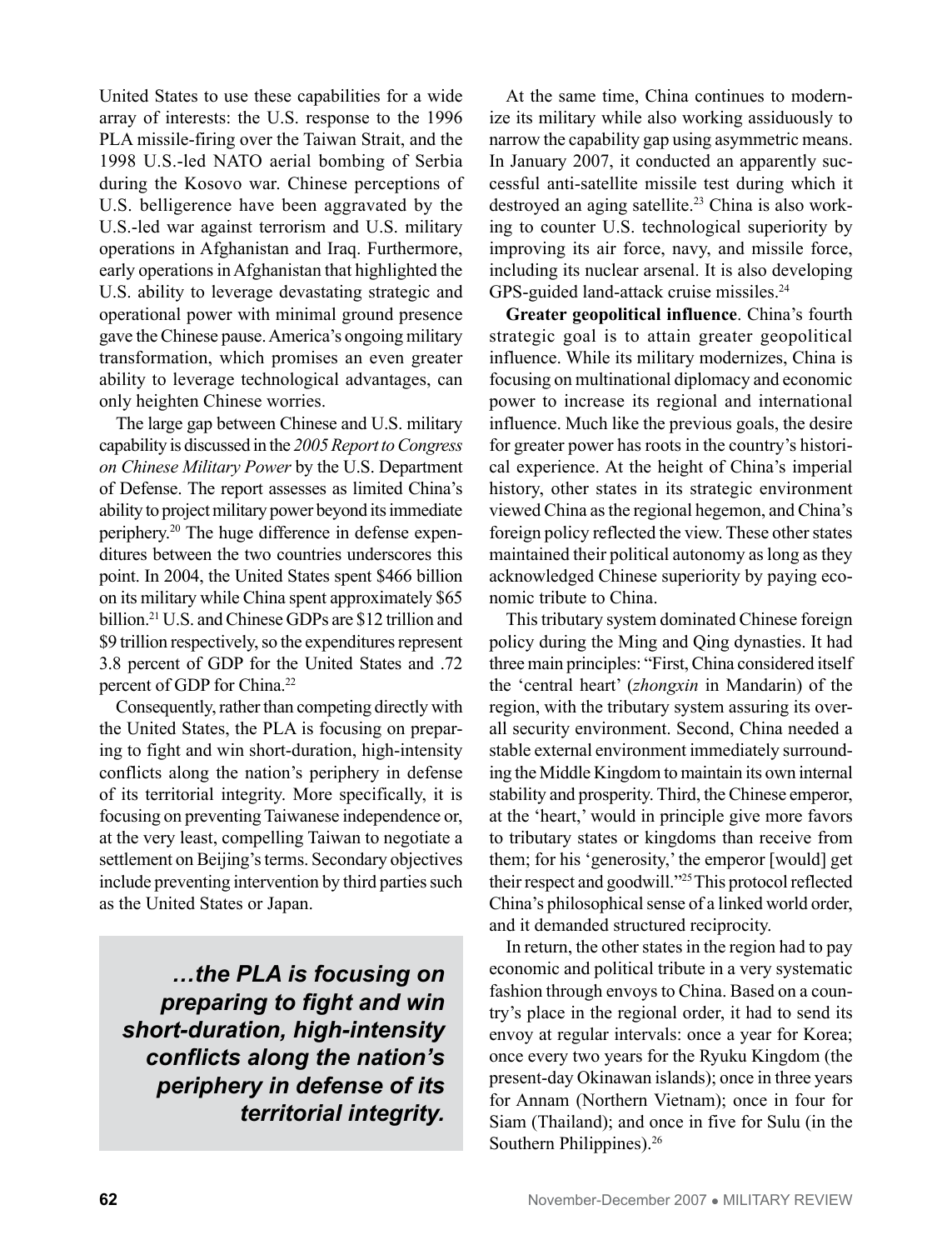United States to use these capabilities for a wide array of interests: the U.S. response to the 1996 PLA missile-firing over the Taiwan Strait, and the 1998 U.S.-led NATO aerial bombing of Serbia during the Kosovo war. Chinese perceptions of U.S. belligerence have been aggravated by the U.S.-led war against terrorism and U.S. military operations in Afghanistan and Iraq. Furthermore, early operations in Afghanistan that highlighted the U.S. ability to leverage devastating strategic and operational power with minimal ground presence gave the Chinese pause. America's ongoing military transformation, which promises an even greater ability to leverage technological advantages, can only heighten Chinese worries.

The large gap between Chinese and U.S. military capability is discussed in the *2005 Report to Congress on Chinese Military Power* by the U.S. Department of Defense. The report assesses as limited China's ability to project military power beyond its immediate periphery.[20] The huge difference in defense expenditures between the two countries underscores this point. In 2004, the United States spent $466 billion on its military while China spent approximately $65 billion.[21] U.S. and Chinese GDPs are $12 trillion and $9 trillion respectively, so the expenditures represent 3.8 percent of GDP for the United States and .72 percent of GDP for China.[22]

Consequently, rather than competing directly with the United States, the PLA is focusing on preparing to fight and win short-duration, high-intensity conflicts along the nation's periphery in defense of its territorial integrity. More specifically, it is focusing on preventing Taiwanese independence or, at the very least, compelling Taiwan to negotiate a settlement on Beijing's terms. Secondary objectives include preventing intervention by third parties such as the United States or Japan.

> ***…the PLA is focusing on preparing to fight and win short-duration, high-intensity conflicts along the nation's periphery in defense of its territorial integrity.***

At the same time, China continues to modernize its military while also working assiduously to narrow the capability gap using asymmetric means. In January 2007, it conducted an apparently successful anti-satellite missile test during which it destroyed an aging satellite.[23] China is also working to counter U.S. technological superiority by improving its air force, navy, and missile force, including its nuclear arsenal. It is also developing GPS-guided land-attack cruise missiles.[24]

**Greater geopolitical influence**. China's fourth strategic goal is to attain greater geopolitical influence. While its military modernizes, China is focusing on multinational diplomacy and economic power to increase its regional and international influence. Much like the previous goals, the desire for greater power has roots in the country's historical experience. At the height of China's imperial history, other states in its strategic environment viewed China as the regional hegemon, and China's foreign policy reflected the view. These other states maintained their political autonomy as long as they acknowledged Chinese superiority by paying economic tribute to China.

This tributary system dominated Chinese foreign policy during the Ming and Qing dynasties. It had three main principles: "First, China considered itself the 'central heart' (*zhongxin* in Mandarin) of the region, with the tributary system assuring its overall security environment. Second, China needed a stable external environment immediately surrounding the Middle Kingdom to maintain its own internal stability and prosperity. Third, the Chinese emperor, at the 'heart,' would in principle give more favors to tributary states or kingdoms than receive from them; for his 'generosity,' the emperor [would] get their respect and goodwill."[25] This protocol reflected China's philosophical sense of a linked world order, and it demanded structured reciprocity.

In return, the other states in the region had to pay economic and political tribute in a very systematic fashion through envoys to China. Based on a country's place in the regional order, it had to send its envoy at regular intervals: once a year for Korea; once every two years for the Ryuku Kingdom (the present-day Okinawan islands); once in three years for Annam (Northern Vietnam); once in four for Siam (Thailand); and once in five for Sulu (in the Southern Philippines).[26]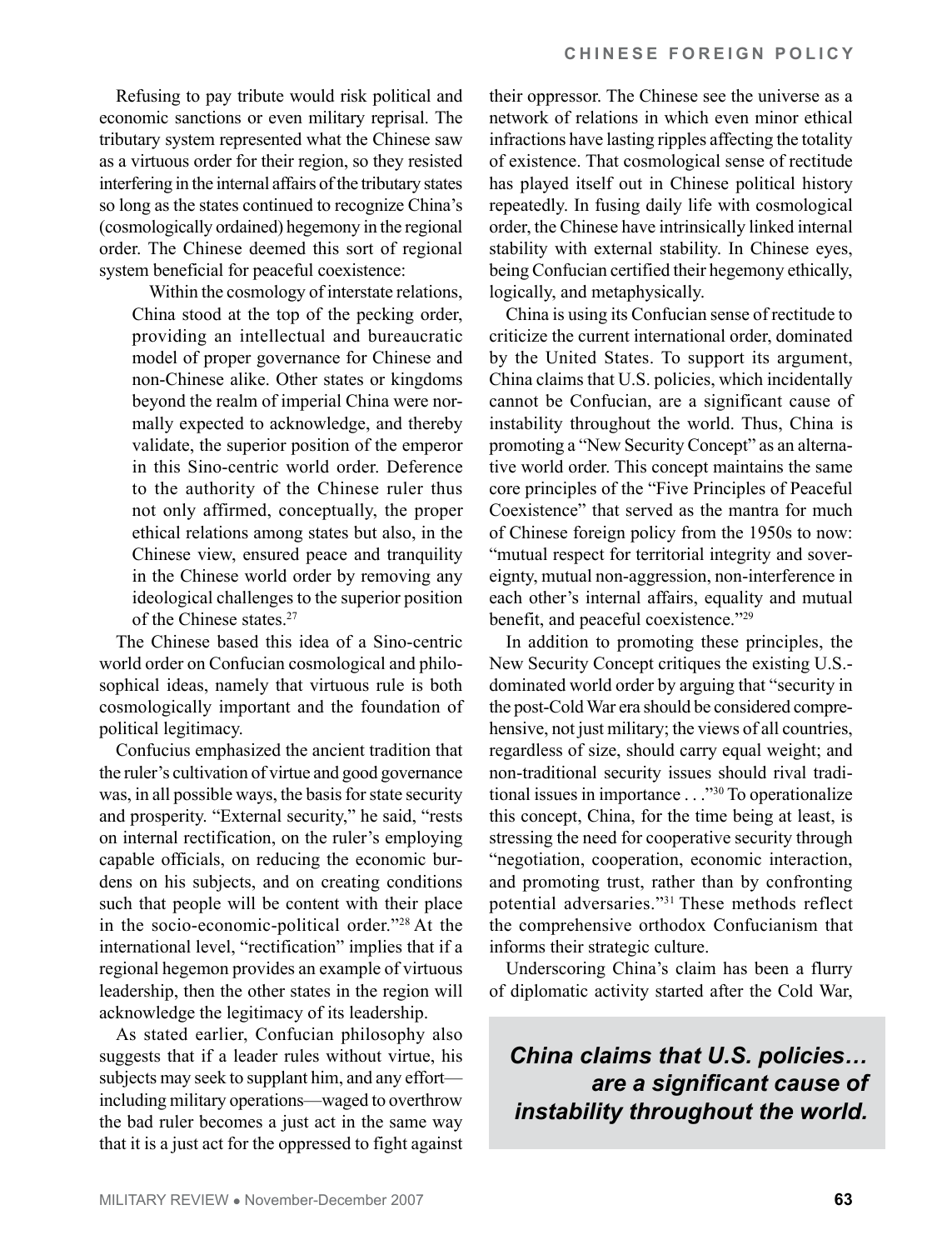Refusing to pay tribute would risk political and economic sanctions or even military reprisal. The tributary system represented what the Chinese saw as a virtuous order for their region, so they resisted interfering in the internal affairs of the tributary states so long as the states continued to recognize China's (cosmologically ordained) hegemony in the regional order. The Chinese deemed this sort of regional system beneficial for peaceful coexistence:

> Within the cosmology of interstate relations, China stood at the top of the pecking order, providing an intellectual and bureaucratic model of proper governance for Chinese and non-Chinese alike. Other states or kingdoms beyond the realm of imperial China were normally expected to acknowledge, and thereby validate, the superior position of the emperor in this Sino-centric world order. Deference to the authority of the Chinese ruler thus not only affirmed, conceptually, the proper ethical relations among states but also, in the Chinese view, ensured peace and tranquility in the Chinese world order by removing any ideological challenges to the superior position of the Chinese states.[27]

The Chinese based this idea of a Sino-centric world order on Confucian cosmological and philosophical ideas, namely that virtuous rule is both cosmologically important and the foundation of political legitimacy.

Confucius emphasized the ancient tradition that the ruler's cultivation of virtue and good governance was, in all possible ways, the basis for state security and prosperity. "External security," he said, "rests on internal rectification, on the ruler's employing capable officials, on reducing the economic burdens on his subjects, and on creating conditions such that people will be content with their place in the socio-economic-political order."[28] At the international level, "rectification" implies that if a regional hegemon provides an example of virtuous leadership, then the other states in the region will acknowledge the legitimacy of its leadership.

As stated earlier, Confucian philosophy also suggests that if a leader rules without virtue, his subjects may seek to supplant him, and any effort—including military operations—waged to overthrow the bad ruler becomes a just act in the same way that it is a just act for the oppressed to fight against their oppressor. The Chinese see the universe as a network of relations in which even minor ethical infractions have lasting ripples affecting the totality of existence. That cosmological sense of rectitude has played itself out in Chinese political history repeatedly. In fusing daily life with cosmological order, the Chinese have intrinsically linked internal stability with external stability. In Chinese eyes, being Confucian certified their hegemony ethically, logically, and metaphysically.

China is using its Confucian sense of rectitude to criticize the current international order, dominated by the United States. To support its argument, China claims that U.S. policies, which incidentally cannot be Confucian, are a significant cause of instability throughout the world. Thus, China is promoting a "New Security Concept" as an alternative world order. This concept maintains the same core principles of the "Five Principles of Peaceful Coexistence" that served as the mantra for much of Chinese foreign policy from the 1950s to now: "mutual respect for territorial integrity and sovereignty, mutual non-aggression, non-interference in each other's internal affairs, equality and mutual benefit, and peaceful coexistence."[29]

In addition to promoting these principles, the New Security Concept critiques the existing U.S.-dominated world order by arguing that "security in the post-Cold War era should be considered comprehensive, not just military; the views of all countries, regardless of size, should carry equal weight; and non-traditional security issues should rival traditional issues in importance . . ."[30] To operationalize this concept, China, for the time being at least, is stressing the need for cooperative security through "negotiation, cooperation, economic interaction, and promoting trust, rather than by confronting potential adversaries."[31] These methods reflect the comprehensive orthodox Confucianism that informs their strategic culture.

Underscoring China's claim has been a flurry of diplomatic activity started after the Cold War,

***China claims that U.S. policies… are a significant cause of instability throughout the world.***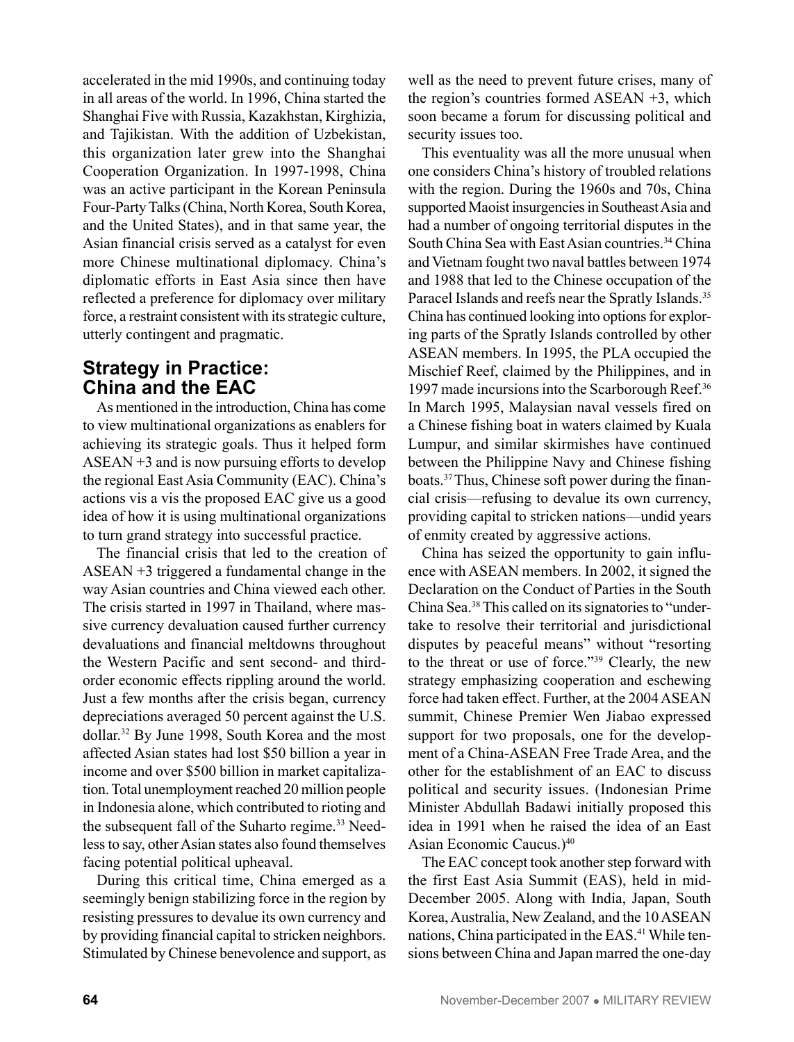accelerated in the mid 1990s, and continuing today in all areas of the world. In 1996, China started the Shanghai Five with Russia, Kazakhstan, Kirghizia, and Tajikistan. With the addition of Uzbekistan, this organization later grew into the Shanghai Cooperation Organization. In 1997-1998, China was an active participant in the Korean Peninsula Four-Party Talks (China, North Korea, South Korea, and the United States), and in that same year, the Asian financial crisis served as a catalyst for even more Chinese multinational diplomacy. China's diplomatic efforts in East Asia since then have reflected a preference for diplomacy over military force, a restraint consistent with its strategic culture, utterly contingent and pragmatic.

## Strategy in Practice: China and the EAC

As mentioned in the introduction, China has come to view multinational organizations as enablers for achieving its strategic goals. Thus it helped form ASEAN +3 and is now pursuing efforts to develop the regional East Asia Community (EAC). China's actions vis a vis the proposed EAC give us a good idea of how it is using multinational organizations to turn grand strategy into successful practice.

The financial crisis that led to the creation of ASEAN +3 triggered a fundamental change in the way Asian countries and China viewed each other. The crisis started in 1997 in Thailand, where massive currency devaluation caused further currency devaluations and financial meltdowns throughout the Western Pacific and sent second- and third-order economic effects rippling around the world. Just a few months after the crisis began, currency depreciations averaged 50 percent against the U.S. dollar.[32] By June 1998, South Korea and the most affected Asian states had lost $50 billion a year in income and over $500 billion in market capitalization. Total unemployment reached 20 million people in Indonesia alone, which contributed to rioting and the subsequent fall of the Suharto regime.[33] Needless to say, other Asian states also found themselves facing potential political upheaval.

During this critical time, China emerged as a seemingly benign stabilizing force in the region by resisting pressures to devalue its own currency and by providing financial capital to stricken neighbors. Stimulated by Chinese benevolence and support, as well as the need to prevent future crises, many of the region's countries formed ASEAN +3, which soon became a forum for discussing political and security issues too.

This eventuality was all the more unusual when one considers China's history of troubled relations with the region. During the 1960s and 70s, China supported Maoist insurgencies in Southeast Asia and had a number of ongoing territorial disputes in the South China Sea with East Asian countries.[34] China and Vietnam fought two naval battles between 1974 and 1988 that led to the Chinese occupation of the Paracel Islands and reefs near the Spratly Islands.[35] China has continued looking into options for exploring parts of the Spratly Islands controlled by other ASEAN members. In 1995, the PLA occupied the Mischief Reef, claimed by the Philippines, and in 1997 made incursions into the Scarborough Reef.[36] In March 1995, Malaysian naval vessels fired on a Chinese fishing boat in waters claimed by Kuala Lumpur, and similar skirmishes have continued between the Philippine Navy and Chinese fishing boats.[37] Thus, Chinese soft power during the financial crisis—refusing to devalue its own currency, providing capital to stricken nations—undid years of enmity created by aggressive actions.

China has seized the opportunity to gain influence with ASEAN members. In 2002, it signed the Declaration on the Conduct of Parties in the South China Sea.[38] This called on its signatories to "undertake to resolve their territorial and jurisdictional disputes by peaceful means" without "resorting to the threat or use of force."[39] Clearly, the new strategy emphasizing cooperation and eschewing force had taken effect. Further, at the 2004 ASEAN summit, Chinese Premier Wen Jiabao expressed support for two proposals, one for the development of a China-ASEAN Free Trade Area, and the other for the establishment of an EAC to discuss political and security issues. (Indonesian Prime Minister Abdullah Badawi initially proposed this idea in 1991 when he raised the idea of an East Asian Economic Caucus.)[40]

The EAC concept took another step forward with the first East Asia Summit (EAS), held in mid-December 2005. Along with India, Japan, South Korea, Australia, New Zealand, and the 10 ASEAN nations, China participated in the EAS.[41] While tensions between China and Japan marred the one-day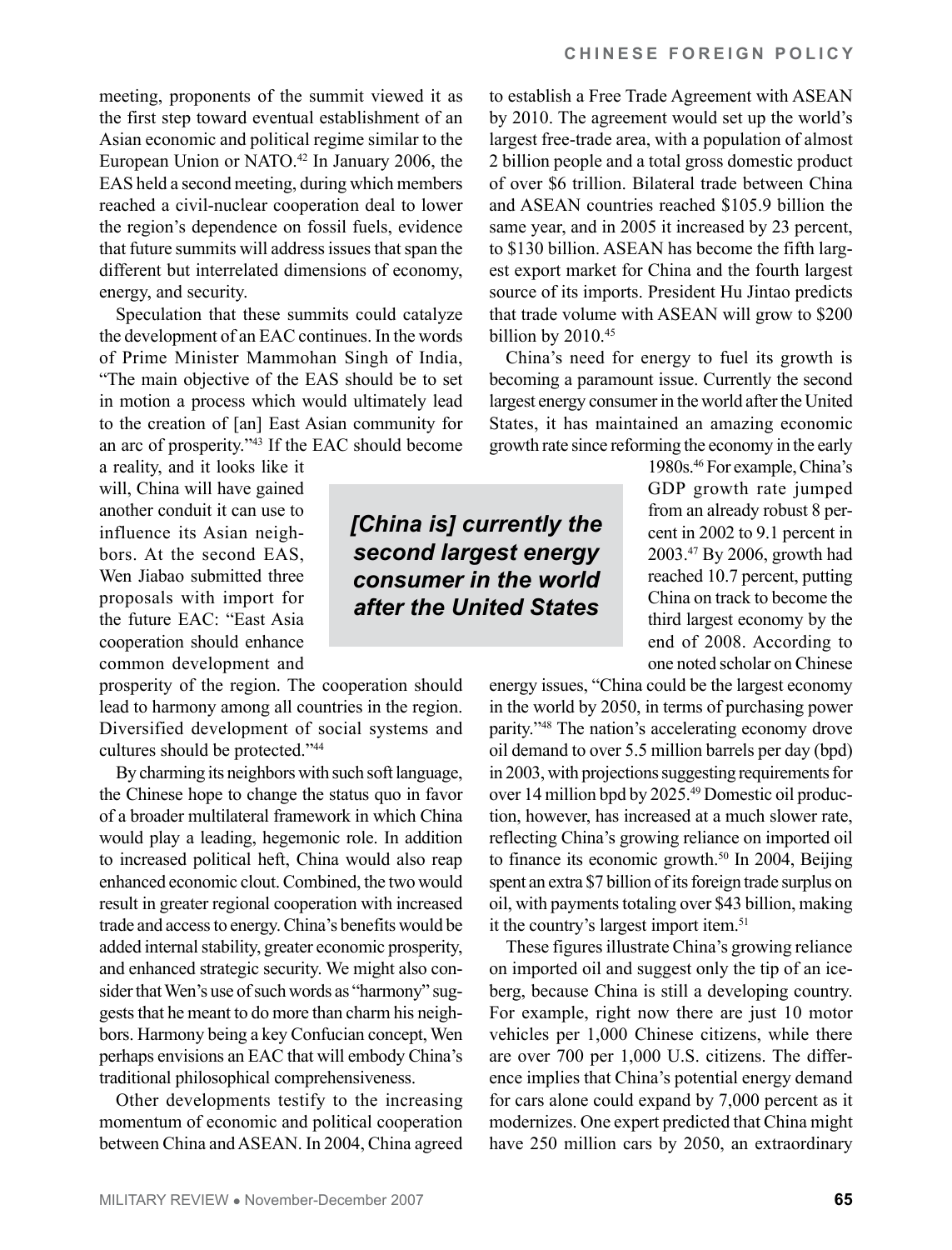meeting, proponents of the summit viewed it as the first step toward eventual establishment of an Asian economic and political regime similar to the European Union or NATO.[42] In January 2006, the EAS held a second meeting, during which members reached a civil-nuclear cooperation deal to lower the region's dependence on fossil fuels, evidence that future summits will address issues that span the different but interrelated dimensions of economy, energy, and security.

Speculation that these summits could catalyze the development of an EAC continues. In the words of Prime Minister Mammohan Singh of India, "The main objective of the EAS should be to set in motion a process which would ultimately lead to the creation of [an] East Asian community for an arc of prosperity."[43] If the EAC should become a reality, and it looks like it will, China will have gained another conduit it can use to influence its Asian neighbors. At the second EAS, Wen Jiabao submitted three proposals with import for the future EAC: "East Asia cooperation should enhance common development and prosperity of the region. The cooperation should lead to harmony among all countries in the region. Diversified development of social systems and cultures should be protected."[44]

> ***[China is] currently the second largest energy consumer in the world after the United States***

By charming its neighbors with such soft language, the Chinese hope to change the status quo in favor of a broader multilateral framework in which China would play a leading, hegemonic role. In addition to increased political heft, China would also reap enhanced economic clout. Combined, the two would result in greater regional cooperation with increased trade and access to energy. China's benefits would be added internal stability, greater economic prosperity, and enhanced strategic security. We might also consider that Wen's use of such words as "harmony" suggests that he meant to do more than charm his neighbors. Harmony being a key Confucian concept, Wen perhaps envisions an EAC that will embody China's traditional philosophical comprehensiveness.

Other developments testify to the increasing momentum of economic and political cooperation between China and ASEAN. In 2004, China agreed to establish a Free Trade Agreement with ASEAN by 2010. The agreement would set up the world's largest free-trade area, with a population of almost 2 billion people and a total gross domestic product of over $6 trillion. Bilateral trade between China and ASEAN countries reached $105.9 billion the same year, and in 2005 it increased by 23 percent, to $130 billion. ASEAN has become the fifth largest export market for China and the fourth largest source of its imports. President Hu Jintao predicts that trade volume with ASEAN will grow to $200 billion by 2010.[45]

China's need for energy to fuel its growth is becoming a paramount issue. Currently the second largest energy consumer in the world after the United States, it has maintained an amazing economic growth rate since reforming the economy in the early 1980s.[46] For example, China's GDP growth rate jumped from an already robust 8 percent in 2002 to 9.1 percent in 2003.[47] By 2006, growth had reached 10.7 percent, putting China on track to become the third largest economy by the end of 2008. According to one noted scholar on Chinese energy issues, "China could be the largest economy in the world by 2050, in terms of purchasing power parity."[48] The nation's accelerating economy drove oil demand to over 5.5 million barrels per day (bpd) in 2003, with projections suggesting requirements for over 14 million bpd by 2025.[49] Domestic oil production, however, has increased at a much slower rate, reflecting China's growing reliance on imported oil to finance its economic growth.[50] In 2004, Beijing spent an extra $7 billion of its foreign trade surplus on oil, with payments totaling over $43 billion, making it the country's largest import item.[51]

These figures illustrate China's growing reliance on imported oil and suggest only the tip of an iceberg, because China is still a developing country. For example, right now there are just 10 motor vehicles per 1,000 Chinese citizens, while there are over 700 per 1,000 U.S. citizens. The difference implies that China's potential energy demand for cars alone could expand by 7,000 percent as it modernizes. One expert predicted that China might have 250 million cars by 2050, an extraordinary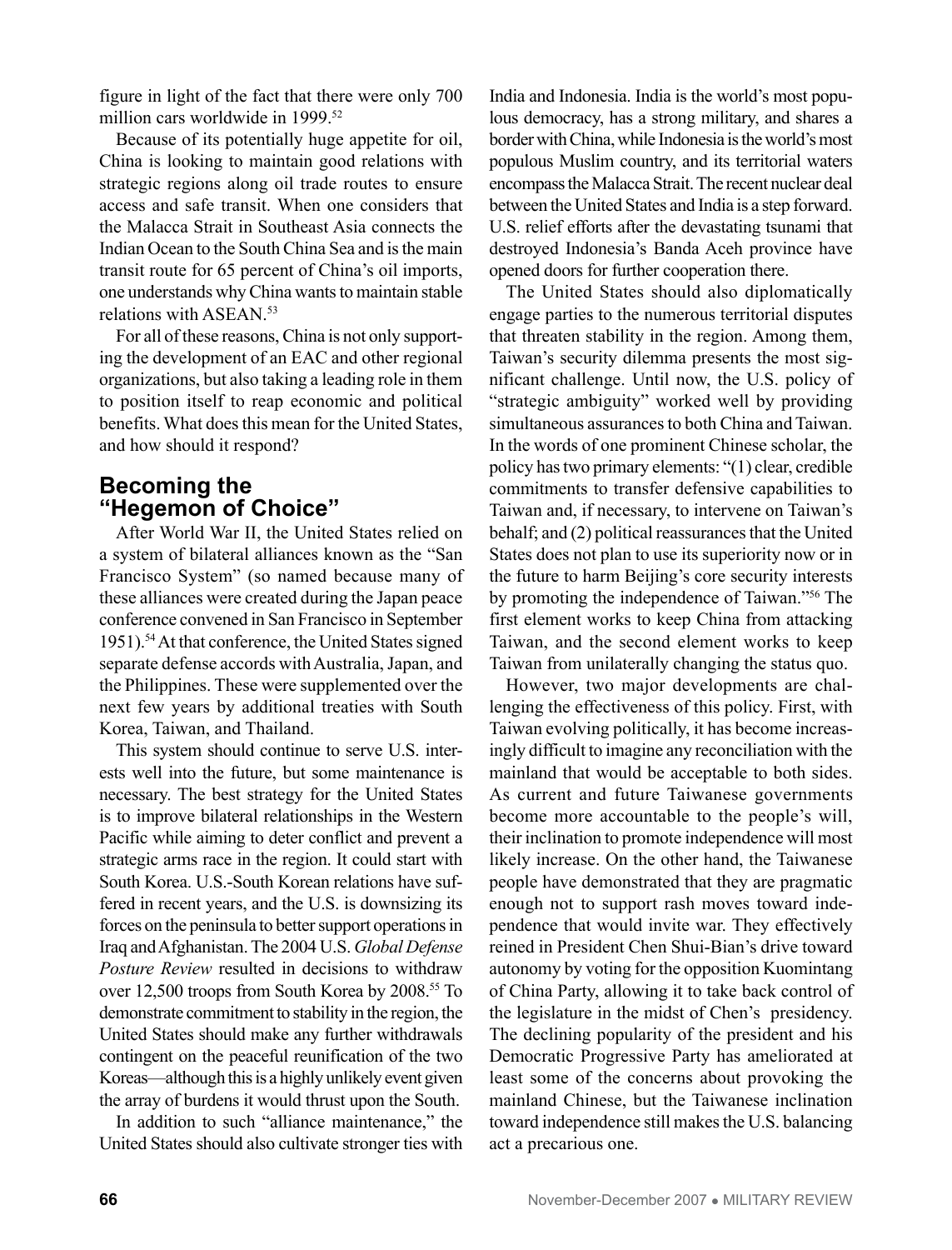figure in light of the fact that there were only 700 million cars worldwide in 1999.[52]

Because of its potentially huge appetite for oil, China is looking to maintain good relations with strategic regions along oil trade routes to ensure access and safe transit. When one considers that the Malacca Strait in Southeast Asia connects the Indian Ocean to the South China Sea and is the main transit route for 65 percent of China's oil imports, one understands why China wants to maintain stable relations with ASEAN.[53]

For all of these reasons, China is not only supporting the development of an EAC and other regional organizations, but also taking a leading role in them to position itself to reap economic and political benefits. What does this mean for the United States, and how should it respond?

## Becoming the "Hegemon of Choice"

After World War II, the United States relied on a system of bilateral alliances known as the "San Francisco System" (so named because many of these alliances were created during the Japan peace conference convened in San Francisco in September 1951).[54] At that conference, the United States signed separate defense accords with Australia, Japan, and the Philippines. These were supplemented over the next few years by additional treaties with South Korea, Taiwan, and Thailand.

This system should continue to serve U.S. interests well into the future, but some maintenance is necessary. The best strategy for the United States is to improve bilateral relationships in the Western Pacific while aiming to deter conflict and prevent a strategic arms race in the region. It could start with South Korea. U.S.-South Korean relations have suffered in recent years, and the U.S. is downsizing its forces on the peninsula to better support operations in Iraq and Afghanistan. The 2004 U.S. *Global Defense Posture Review* resulted in decisions to withdraw over 12,500 troops from South Korea by 2008.[55] To demonstrate commitment to stability in the region, the United States should make any further withdrawals contingent on the peaceful reunification of the two Koreas—although this is a highly unlikely event given the array of burdens it would thrust upon the South.

In addition to such "alliance maintenance," the United States should also cultivate stronger ties with India and Indonesia. India is the world's most populous democracy, has a strong military, and shares a border with China, while Indonesia is the world's most populous Muslim country, and its territorial waters encompass the Malacca Strait. The recent nuclear deal between the United States and India is a step forward. U.S. relief efforts after the devastating tsunami that destroyed Indonesia's Banda Aceh province have opened doors for further cooperation there.

The United States should also diplomatically engage parties to the numerous territorial disputes that threaten stability in the region. Among them, Taiwan's security dilemma presents the most significant challenge. Until now, the U.S. policy of "strategic ambiguity" worked well by providing simultaneous assurances to both China and Taiwan. In the words of one prominent Chinese scholar, the policy has two primary elements: "(1) clear, credible commitments to transfer defensive capabilities to Taiwan and, if necessary, to intervene on Taiwan's behalf; and (2) political reassurances that the United States does not plan to use its superiority now or in the future to harm Beijing's core security interests by promoting the independence of Taiwan."[56] The first element works to keep China from attacking Taiwan, and the second element works to keep Taiwan from unilaterally changing the status quo.

However, two major developments are challenging the effectiveness of this policy. First, with Taiwan evolving politically, it has become increasingly difficult to imagine any reconciliation with the mainland that would be acceptable to both sides. As current and future Taiwanese governments become more accountable to the people's will, their inclination to promote independence will most likely increase. On the other hand, the Taiwanese people have demonstrated that they are pragmatic enough not to support rash moves toward independence that would invite war. They effectively reined in President Chen Shui-Bian's drive toward autonomy by voting for the opposition Kuomintang of China Party, allowing it to take back control of the legislature in the midst of Chen's presidency. The declining popularity of the president and his Democratic Progressive Party has ameliorated at least some of the concerns about provoking the mainland Chinese, but the Taiwanese inclination toward independence still makes the U.S. balancing act a precarious one.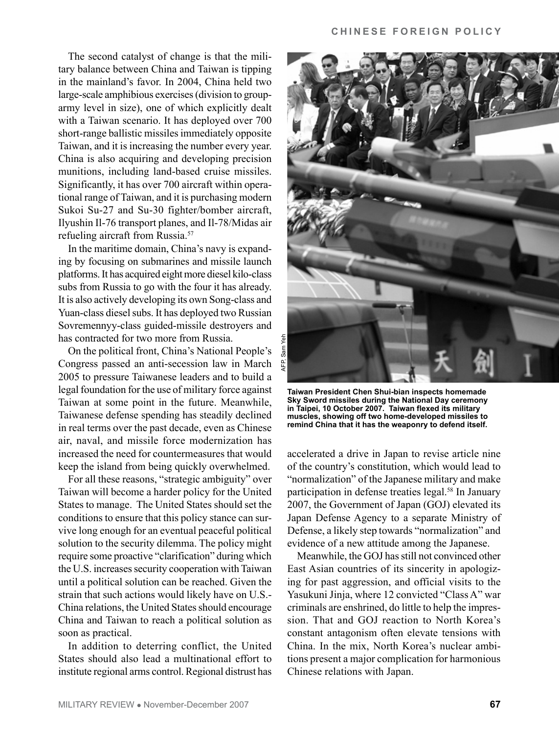The second catalyst of change is that the military balance between China and Taiwan is tipping in the mainland's favor. In 2004, China held two large-scale amphibious exercises (division to group-army level in size), one of which explicitly dealt with a Taiwan scenario. It has deployed over 700 short-range ballistic missiles immediately opposite Taiwan, and it is increasing the number every year. China is also acquiring and developing precision munitions, including land-based cruise missiles. Significantly, it has over 700 aircraft within operational range of Taiwan, and it is purchasing modern Sukoi Su-27 and Su-30 fighter/bomber aircraft, Ilyushin Il-76 transport planes, and Il-78/Midas air refueling aircraft from Russia.[57]

In the maritime domain, China's navy is expanding by focusing on submarines and missile launch platforms. It has acquired eight more diesel kilo-class subs from Russia to go with the four it has already. It is also actively developing its own Song-class and Yuan-class diesel subs. It has deployed two Russian Sovremennyy-class guided-missile destroyers and has contracted for two more from Russia.

On the political front, China's National People's Congress passed an anti-secession law in March 2005 to pressure Taiwanese leaders and to build a legal foundation for the use of military force against Taiwan at some point in the future. Meanwhile, Taiwanese defense spending has steadily declined in real terms over the past decade, even as Chinese air, naval, and missile force modernization has increased the need for countermeasures that would keep the island from being quickly overwhelmed.

For all these reasons, "strategic ambiguity" over Taiwan will become a harder policy for the United States to manage. The United States should set the conditions to ensure that this policy stance can survive long enough for an eventual peaceful political solution to the security dilemma. The policy might require some proactive "clarification" during which the U.S. increases security cooperation with Taiwan until a political solution can be reached. Given the strain that such actions would likely have on U.S.-China relations, the United States should encourage China and Taiwan to reach a political solution as soon as practical.

In addition to deterring conflict, the United States should also lead a multinational effort to institute regional arms control. Regional distrust has accelerated a drive in Japan to revise article nine of the country's constitution, which would lead to "normalization" of the Japanese military and make participation in defense treaties legal.[58] In January 2007, the Government of Japan (GOJ) elevated its Japan Defense Agency to a separate Ministry of Defense, a likely step towards "normalization" and evidence of a new attitude among the Japanese.

Meanwhile, the GOJ has still not convinced other East Asian countries of its sincerity in apologizing for past aggression, and official visits to the Yasukuni Jinja, where 12 convicted "Class A" war criminals are enshrined, do little to help the impression. That and GOJ reaction to North Korea's constant antagonism often elevate tensions with China. In the mix, North Korea's nuclear ambitions present a major complication for harmonious Chinese relations with Japan.

AFP, Sam Yeh

**Taiwan President Chen Shui-bian inspects homemade Sky Sword missiles during the National Day ceremony in Taipei, 10 October 2007. Taiwan flexed its military muscles, showing off two home-developed missiles to remind China that it has the weaponry to defend itself.**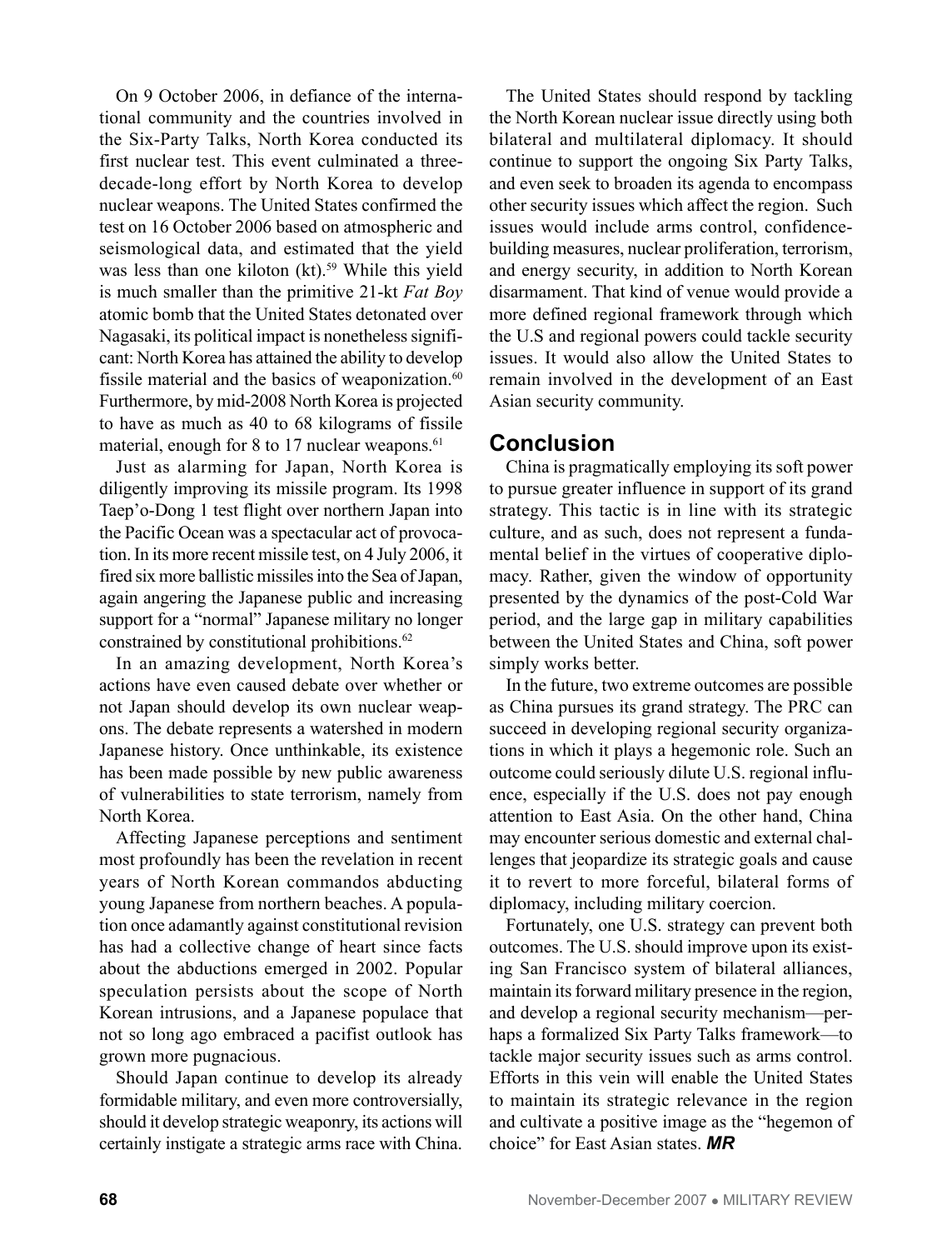On 9 October 2006, in defiance of the international community and the countries involved in the Six-Party Talks, North Korea conducted its first nuclear test. This event culminated a three-decade-long effort by North Korea to develop nuclear weapons. The United States confirmed the test on 16 October 2006 based on atmospheric and seismological data, and estimated that the yield was less than one kiloton (kt).[59] While this yield is much smaller than the primitive 21-kt *Fat Boy* atomic bomb that the United States detonated over Nagasaki, its political impact is nonetheless significant: North Korea has attained the ability to develop fissile material and the basics of weaponization.[60] Furthermore, by mid-2008 North Korea is projected to have as much as 40 to 68 kilograms of fissile material, enough for 8 to 17 nuclear weapons.[61]

Just as alarming for Japan, North Korea is diligently improving its missile program. Its 1998 Taep'o-Dong 1 test flight over northern Japan into the Pacific Ocean was a spectacular act of provocation. In its more recent missile test, on 4 July 2006, it fired six more ballistic missiles into the Sea of Japan, again angering the Japanese public and increasing support for a "normal" Japanese military no longer constrained by constitutional prohibitions.[62]

In an amazing development, North Korea's actions have even caused debate over whether or not Japan should develop its own nuclear weapons. The debate represents a watershed in modern Japanese history. Once unthinkable, its existence has been made possible by new public awareness of vulnerabilities to state terrorism, namely from North Korea.

Affecting Japanese perceptions and sentiment most profoundly has been the revelation in recent years of North Korean commandos abducting young Japanese from northern beaches. A population once adamantly against constitutional revision has had a collective change of heart since facts about the abductions emerged in 2002. Popular speculation persists about the scope of North Korean intrusions, and a Japanese populace that not so long ago embraced a pacifist outlook has grown more pugnacious.

Should Japan continue to develop its already formidable military, and even more controversially, should it develop strategic weaponry, its actions will certainly instigate a strategic arms race with China.

The United States should respond by tackling the North Korean nuclear issue directly using both bilateral and multilateral diplomacy. It should continue to support the ongoing Six Party Talks, and even seek to broaden its agenda to encompass other security issues which affect the region. Such issues would include arms control, confidence-building measures, nuclear proliferation, terrorism, and energy security, in addition to North Korean disarmament. That kind of venue would provide a more defined regional framework through which the U.S and regional powers could tackle security issues. It would also allow the United States to remain involved in the development of an East Asian security community.

## Conclusion

China is pragmatically employing its soft power to pursue greater influence in support of its grand strategy. This tactic is in line with its strategic culture, and as such, does not represent a fundamental belief in the virtues of cooperative diplomacy. Rather, given the window of opportunity presented by the dynamics of the post-Cold War period, and the large gap in military capabilities between the United States and China, soft power simply works better.

In the future, two extreme outcomes are possible as China pursues its grand strategy. The PRC can succeed in developing regional security organizations in which it plays a hegemonic role. Such an outcome could seriously dilute U.S. regional influence, especially if the U.S. does not pay enough attention to East Asia. On the other hand, China may encounter serious domestic and external challenges that jeopardize its strategic goals and cause it to revert to more forceful, bilateral forms of diplomacy, including military coercion.

Fortunately, one U.S. strategy can prevent both outcomes. The U.S. should improve upon its existing San Francisco system of bilateral alliances, maintain its forward military presence in the region, and develop a regional security mechanism—perhaps a formalized Six Party Talks framework—to tackle major security issues such as arms control. Efforts in this vein will enable the United States to maintain its strategic relevance in the region and cultivate a positive image as the "hegemon of choice" for East Asian states. ***MR***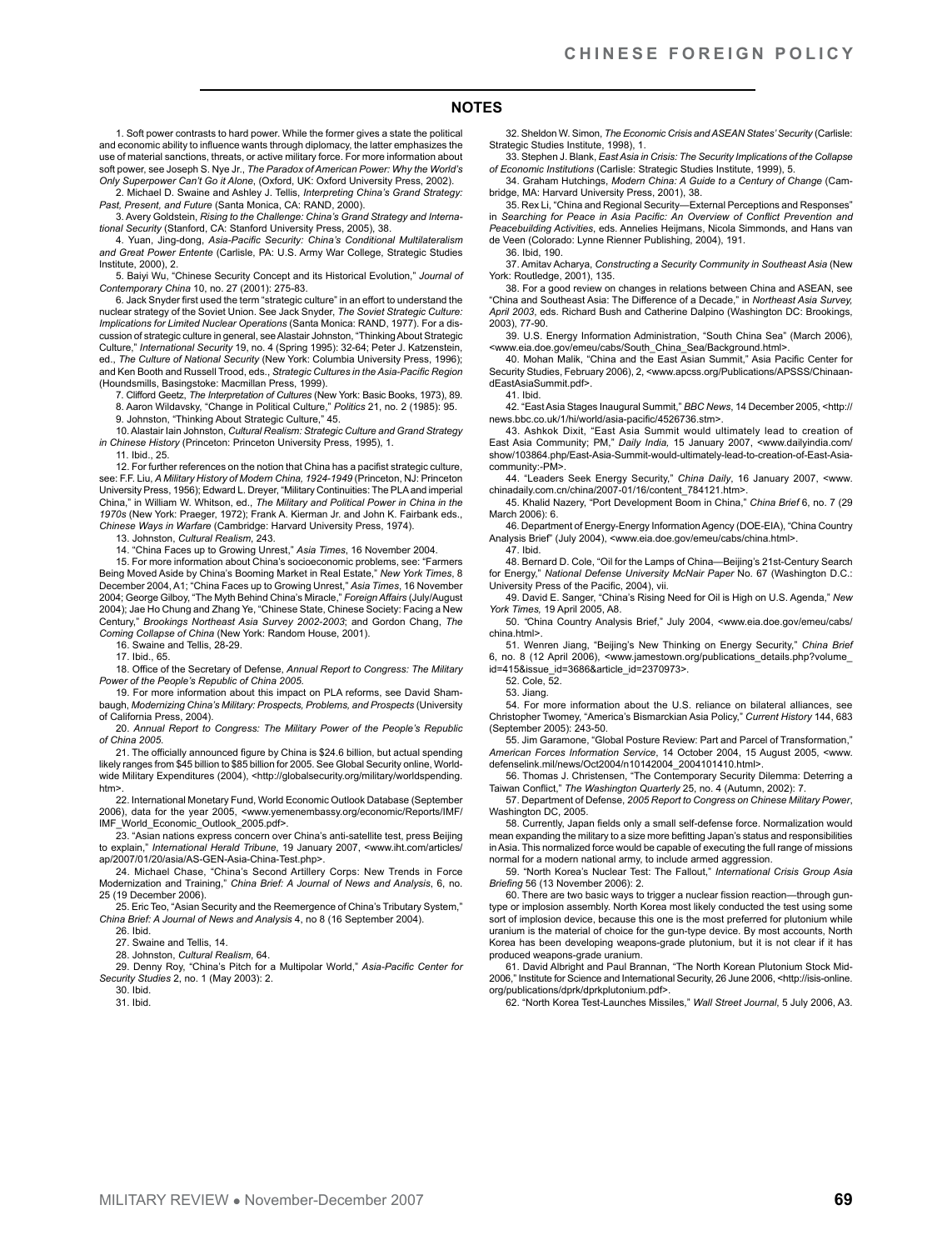## NOTES

1. Soft power contrasts to hard power. While the former gives a state the political and economic ability to influence wants through diplomacy, the latter emphasizes the use of material sanctions, threats, or active military force. For more information about soft power, see Joseph S. Nye Jr., *The Paradox of American Power: Why the World's Only Superpower Can't Go it Alone*, (Oxford, UK: Oxford University Press, 2002).

2. Michael D. Swaine and Ashley J. Tellis, *Interpreting China's Grand Strategy: Past, Present, and Future* (Santa Monica, CA: RAND, 2000).

3. Avery Goldstein, *Rising to the Challenge: China's Grand Strategy and International Security* (Stanford, CA: Stanford University Press, 2005), 38.

4. Yuan, Jing-dong, *Asia-Pacific Security: China's Conditional Multilateralism and Great Power Entente* (Carlisle, PA: U.S. Army War College, Strategic Studies Institute, 2000), 2.

5. Baiyi Wu, "Chinese Security Concept and its Historical Evolution," *Journal of Contemporary China* 10, no. 27 (2001): 275-83.

6. Jack Snyder first used the term "strategic culture" in an effort to understand the nuclear strategy of the Soviet Union. See Jack Snyder, *The Soviet Strategic Culture: Implications for Limited Nuclear Operations* (Santa Monica: RAND, 1977). For a discussion of strategic culture in general, see Alastair Johnston, "Thinking About Strategic Culture," *International Security* 19, no. 4 (Spring 1995): 32-64; Peter J. Katzenstein, ed., *The Culture of National Security* (New York: Columbia University Press, 1996); and Ken Booth and Russell Trood, eds., *Strategic Cultures in the Asia-Pacific Region* (Houndsmills, Basingstoke: Macmillan Press, 1999).

7. Clifford Geetz, *The Interpretation of Cultures* (New York: Basic Books, 1973), 89.

8. Aaron Wildavsky, "Change in Political Culture," *Politics* 21, no. 2 (1985): 95.

9. Johnston, "Thinking About Strategic Culture," 45.

10. Alastair Iain Johnston, *Cultural Realism: Strategic Culture and Grand Strategy in Chinese History* (Princeton: Princeton University Press, 1995), 1.

11. Ibid., 25.

12. For further references on the notion that China has a pacifist strategic culture, see: F.F. Liu, *A Military History of Modern China, 1924-1949* (Princeton, NJ: Princeton University Press, 1956); Edward L. Dreyer, "Military Continuities: The PLA and imperial China," in William W. Whitson, ed., *The Military and Political Power in China in the 1970s* (New York: Praeger, 1972); Frank A. Kierman Jr. and John K. Fairbank eds., *Chinese Ways in Warfare* (Cambridge: Harvard University Press, 1974).

13. Johnston, *Cultural Realism*, 243.

14. "China Faces up to Growing Unrest," *Asia Times*, 16 November 2004.

15. For more information about China's socioeconomic problems, see: "Farmers Being Moved Aside by China's Booming Market in Real Estate," *New York Times*, 8 December 2004, A1; "China Faces up to Growing Unrest," *Asia Times*, 16 November 2004; George Gilboy, "The Myth Behind China's Miracle," *Foreign Affairs* (July/August 2004); Jae Ho Chung and Zhang Ye, "Chinese State, Chinese Society: Facing a New Century," *Brookings Northeast Asia Survey 2002-2003*; and Gordon Chang, *The Coming Collapse of China* (New York: Random House, 2001).

16. Swaine and Tellis, 28-29.

17. Ibid., 65.

18. Office of the Secretary of Defense, *Annual Report to Congress: The Military Power of the People's Republic of China 2005.*

19. For more information about this impact on PLA reforms, see David Shambaugh, *Modernizing China's Military: Prospects, Problems, and Prospects* (University of California Press, 2004).

20. *Annual Report to Congress: The Military Power of the People's Republic of China 2005.*

21. The officially announced figure by China is $24.6 billion, but actual spending likely ranges from $45 billion to $85 billion for 2005. See Global Security online, Worldwide Military Expenditures (2004), <http://globalsecurity.org/military/worldspending.htm>.

22. International Monetary Fund, World Economic Outlook Database (September 2006), data for the year 2005, <www.yemenembassy.org/economic/Reports/IMF/IMF_World_Economic_Outlook_2005.pdf>.

23. "Asian nations express concern over China's anti-satellite test, press Beijing to explain," *International Herald Tribune*, 19 January 2007, <www.iht.com/articles/ap/2007/01/20/asia/AS-GEN-Asia-China-Test.php>.

24. Michael Chase, "China's Second Artillery Corps: New Trends in Force Modernization and Training," *China Brief: A Journal of News and Analysis*, 6, no. 25 (19 December 2006).

25. Eric Teo, "Asian Security and the Reemergence of China's Tributary System," *China Brief: A Journal of News and Analysis* 4, no 8 (16 September 2004).

26. Ibid.

27. Swaine and Tellis, 14.

28. Johnston, *Cultural Realism*, 64.

29. Denny Roy, "China's Pitch for a Multipolar World," *Asia-Pacific Center for Security Studies* 2, no. 1 (May 2003): 2.

30. Ibid.

31. Ibid.

32. Sheldon W. Simon, *The Economic Crisis and ASEAN States' Security* (Carlisle: Strategic Studies Institute, 1998), 1.

33. Stephen J. Blank, *East Asia in Crisis: The Security Implications of the Collapse of Economic Institutions* (Carlisle: Strategic Studies Institute, 1999), 5.

34. Graham Hutchings, *Modern China: A Guide to a Century of Change* (Cambridge, MA: Harvard University Press, 2001), 38.

35. Rex Li, "China and Regional Security—External Perceptions and Responses" in *Searching for Peace in Asia Pacific: An Overview of Conflict Prevention and Peacebuilding Activities*, eds. Annelies Heijmans, Nicola Simmonds, and Hans van de Veen (Colorado: Lynne Rienner Publishing, 2004), 191.

36. Ibid, 190.

37. Amitav Acharya, *Constructing a Security Community in Southeast Asia* (New York: Routledge, 2001), 135.

38. For a good review on changes in relations between China and ASEAN, see "China and Southeast Asia: The Difference of a Decade," in *Northeast Asia Survey, April 2003*, eds. Richard Bush and Catherine Dalpino (Washington DC: Brookings, 2003), 77-90.

39. U.S. Energy Information Administration, "South China Sea" (March 2006), <www.eia.doe.gov/emeu/cabs/South_China_Sea/Background.html>.

40. Mohan Malik, "China and the East Asian Summit," Asia Pacific Center for Security Studies, February 2006), 2, <www.apcss.org/Publications/APSSS/ChinaandEastAsiaSummit.pdf>.

41. Ibid.

42. "East Asia Stages Inaugural Summit," *BBC News*, 14 December 2005, <http://news.bbc.co.uk/1/hi/world/asia-pacific/4526736.stm>.

43. Ashkok Dixit, "East Asia Summit would ultimately lead to creation of East Asia Community; PM," *Daily India*, 15 January 2007, <www.dailyindia.com/show/103864.php/East-Asia-Summit-would-ultimately-lead-to-creation-of-East-Asia-community:-PM>.

44. "Leaders Seek Energy Security," *China Daily*, 16 January 2007, <www.chinadaily.com.cn/china/2007-01/16/content_784121.htm>.

45. Khalid Nazery, "Port Development Boom in China," *China Brief* 6, no. 7 (29 March 2006): 6.

46. Department of Energy-Energy Information Agency (DOE-EIA), "China Country Analysis Brief" (July 2004), <www.eia.doe.gov/emeu/cabs/china.html>.

47. Ibid.

48. Bernard D. Cole, "Oil for the Lamps of China—Beijing's 21st-Century Search for Energy," *National Defense University McNair Paper* No. 67 (Washington D.C.: University Press of the Pacific, 2004), vii.

49. David E. Sanger, "China's Rising Need for Oil is High on U.S. Agenda," *New York Times,* 19 April 2005, A8.

50. "China Country Analysis Brief," July 2004, <www.eia.doe.gov/emeu/cabs/china.html>.

51. Wenren Jiang, "Beijing's New Thinking on Energy Security," *China Brief* 6, no. 8 (12 April 2006), <www.jamestown.org/publications_details.php?volume_id=415&issue_id=3686&article_id=2370973>.

52. Cole, 52.

53. Jiang.

54. For more information about the U.S. reliance on bilateral alliances, see Christopher Twomey, "America's Bismarckian Asia Policy," *Current History* 144, 683 (September 2005): 243-50.

55. Jim Garamone, "Global Posture Review: Part and Parcel of Transformation," *American Forces Information Service*, 14 October 2004, 15 August 2005, <www.defenselink.mil/news/Oct2004/n10142004_2004101410.html>.

56. Thomas J. Christensen, "The Contemporary Security Dilemma: Deterring a Taiwan Conflict," *The Washington Quarterly* 25, no. 4 (Autumn, 2002): 7.

57. Department of Defense, *2005 Report to Congress on Chinese Military Power*, Washington DC, 2005.

58. Currently, Japan fields only a small self-defense force. Normalization would mean expanding the military to a size more befitting Japan's status and responsibilities in Asia. This normalized force would be capable of executing the full range of missions normal for a modern national army, to include armed aggression.

59. "North Korea's Nuclear Test: The Fallout," *International Crisis Group Asia Briefing* 56 (13 November 2006): 2.

60. There are two basic ways to trigger a nuclear fission reaction—through gun-type or implosion assembly. North Korea most likely conducted the test using some sort of implosion device, because this one is the most preferred for plutonium while uranium is the material of choice for the gun-type device. By most accounts, North Korea has been developing weapons-grade plutonium, but it is not clear if it has produced weapons-grade uranium.

61. David Albright and Paul Brannan, "The North Korean Plutonium Stock Mid-2006," Institute for Science and International Security, 26 June 2006, <http://isis-online.org/publications/dprk/dprkplutonium.pdf>.

62. "North Korea Test-Launches Missiles," *Wall Street Journal*, 5 July 2006, A3.